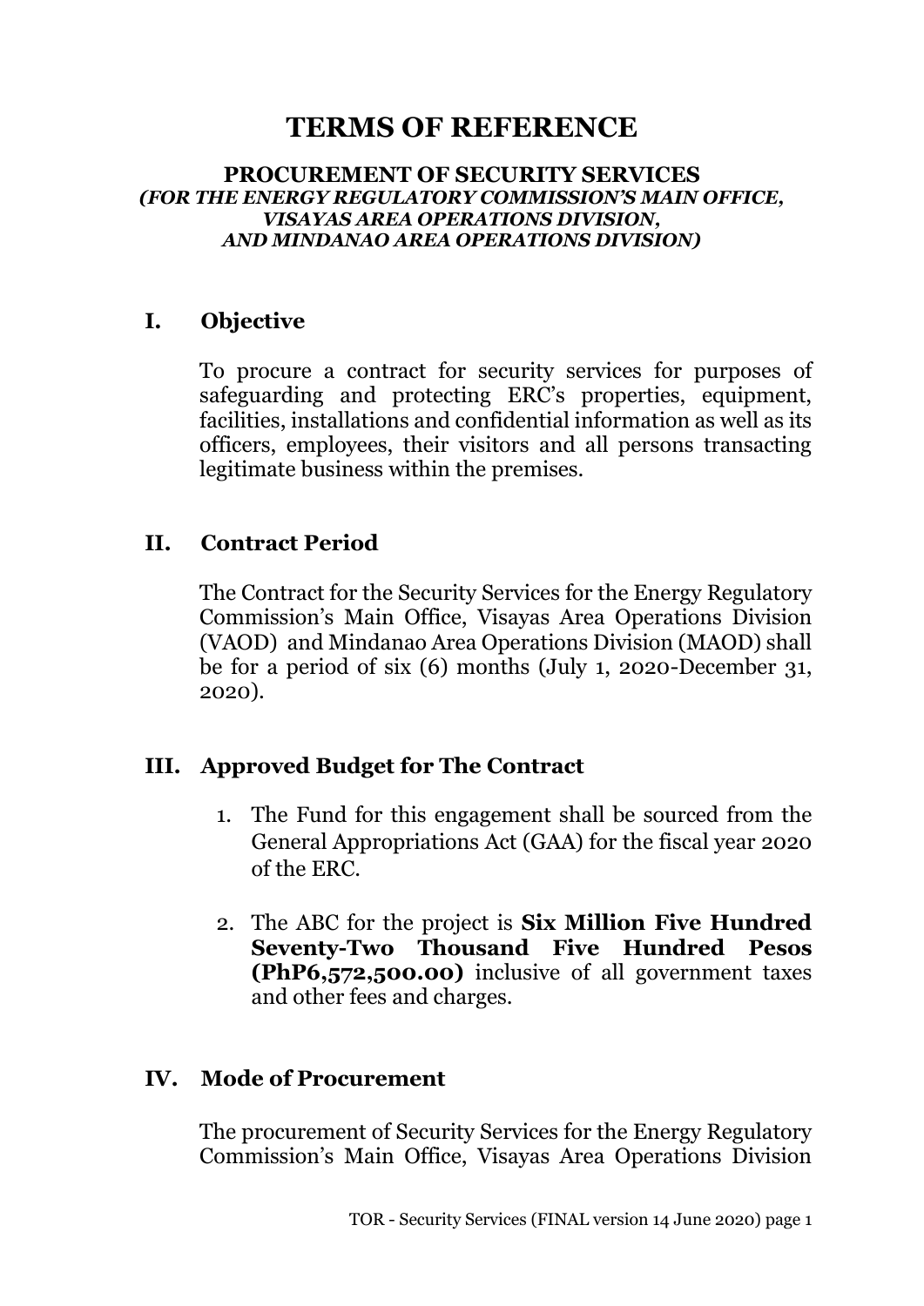# TERMS OF REFERENCE

## PROCUREMENT OF SECURITY SERVICES

***(FOR THE ENERGY REGULATORY COMMISSION'S MAIN OFFICE, VISAYAS AREA OPERATIONS DIVISION, AND MINDANAO AREA OPERATIONS DIVISION)***

### I. Objective

To procure a contract for security services for purposes of safeguarding and protecting ERC's properties, equipment, facilities, installations and confidential information as well as its officers, employees, their visitors and all persons transacting legitimate business within the premises.

### II. Contract Period

The Contract for the Security Services for the Energy Regulatory Commission's Main Office, Visayas Area Operations Division (VAOD) and Mindanao Area Operations Division (MAOD) shall be for a period of six (6) months (July 1, 2020-December 31, 2020).

### III. Approved Budget for The Contract

1. The Fund for this engagement shall be sourced from the General Appropriations Act (GAA) for the fiscal year 2020 of the ERC.
2. The ABC for the project is **Six Million Five Hundred Seventy-Two Thousand Five Hundred Pesos (PhP6,572,500.00)** inclusive of all government taxes and other fees and charges.

### IV. Mode of Procurement

The procurement of Security Services for the Energy Regulatory Commission's Main Office, Visayas Area Operations Division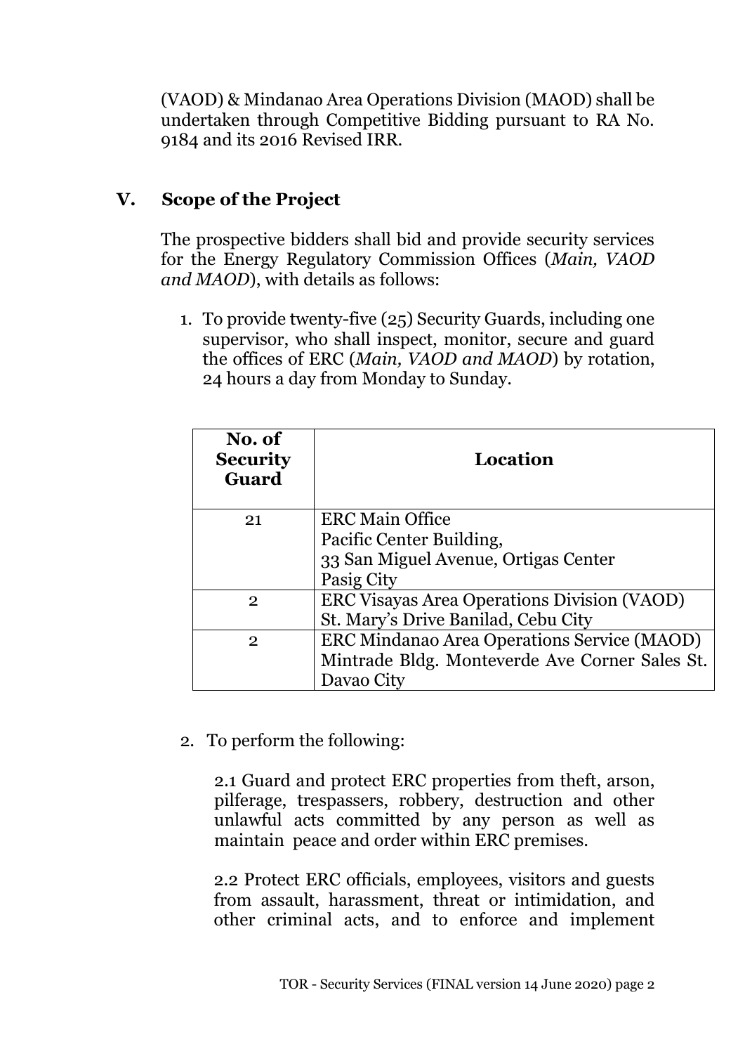(VAOD) & Mindanao Area Operations Division (MAOD) shall be undertaken through Competitive Bidding pursuant to RA No. 9184 and its 2016 Revised IRR.

## V. Scope of the Project

The prospective bidders shall bid and provide security services for the Energy Regulatory Commission Offices (*Main, VAOD and MAOD*), with details as follows:

1. To provide twenty-five (25) Security Guards, including one supervisor, who shall inspect, monitor, secure and guard the offices of ERC (*Main, VAOD and MAOD*) by rotation, 24 hours a day from Monday to Sunday.

| No. of Security Guard | Location |
|---|---|
| 21 | ERC Main Office<br>Pacific Center Building,<br>33 San Miguel Avenue, Ortigas Center<br>Pasig City |
| 2 | ERC Visayas Area Operations Division (VAOD)<br>St. Mary's Drive Banilad, Cebu City |
| 2 | ERC Mindanao Area Operations Service (MAOD)<br>Mintrade Bldg. Monteverde Ave Corner Sales St.<br>Davao City |

2. To perform the following:

   2.1 Guard and protect ERC properties from theft, arson, pilferage, trespassers, robbery, destruction and other unlawful acts committed by any person as well as maintain peace and order within ERC premises.

   2.2 Protect ERC officials, employees, visitors and guests from assault, harassment, threat or intimidation, and other criminal acts, and to enforce and implement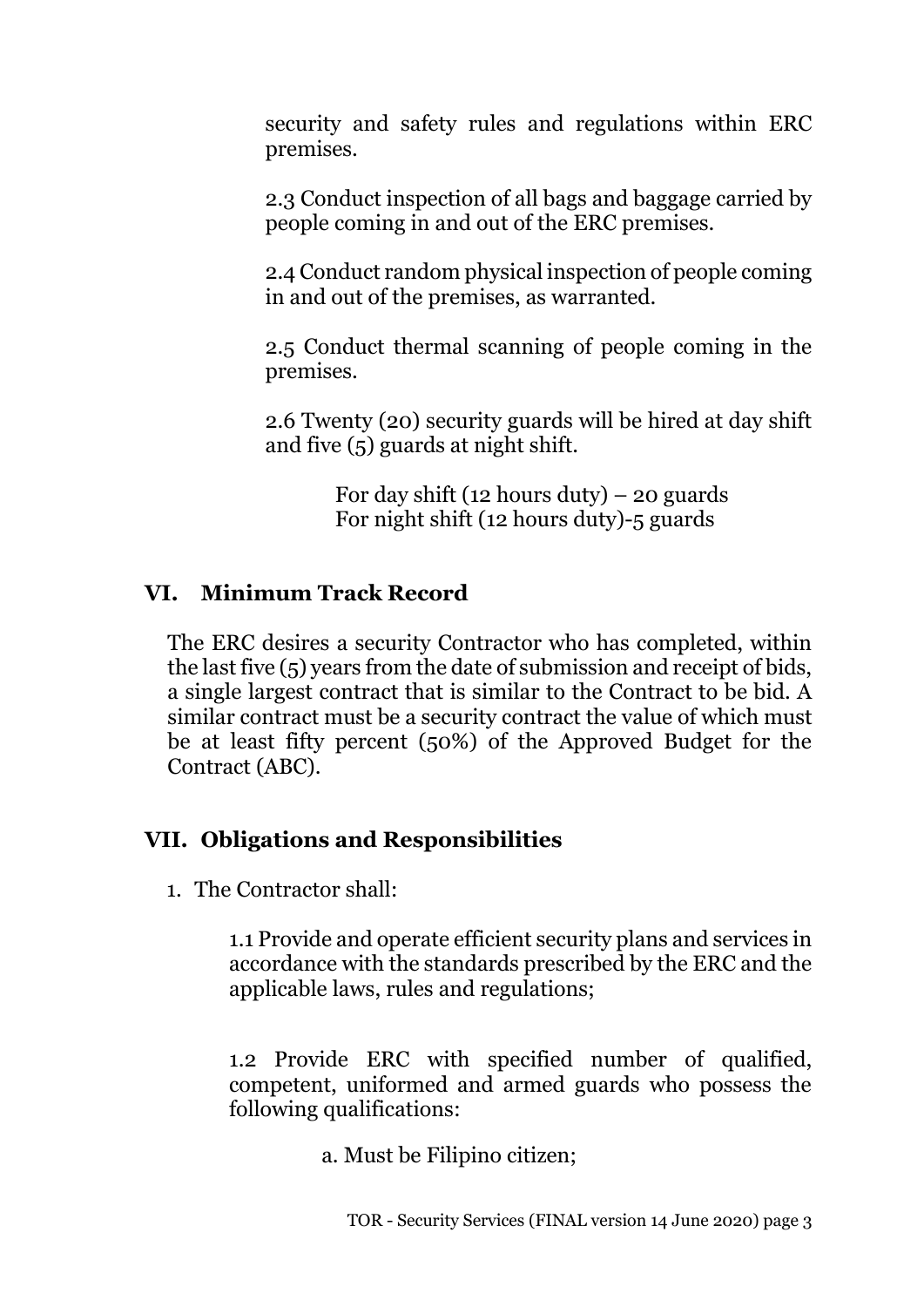security and safety rules and regulations within ERC premises.

2.3 Conduct inspection of all bags and baggage carried by people coming in and out of the ERC premises.

2.4 Conduct random physical inspection of people coming in and out of the premises, as warranted.

2.5 Conduct thermal scanning of people coming in the premises.

2.6 Twenty (20) security guards will be hired at day shift and five (5) guards at night shift.

For day shift (12 hours duty) – 20 guards
For night shift (12 hours duty)-5 guards

## VI. Minimum Track Record

The ERC desires a security Contractor who has completed, within the last five (5) years from the date of submission and receipt of bids, a single largest contract that is similar to the Contract to be bid. A similar contract must be a security contract the value of which must be at least fifty percent (50%) of the Approved Budget for the Contract (ABC).

## VII. Obligations and Responsibilities

1. The Contractor shall:

1.1 Provide and operate efficient security plans and services in accordance with the standards prescribed by the ERC and the applicable laws, rules and regulations;

1.2 Provide ERC with specified number of qualified, competent, uniformed and armed guards who possess the following qualifications:

a. Must be Filipino citizen;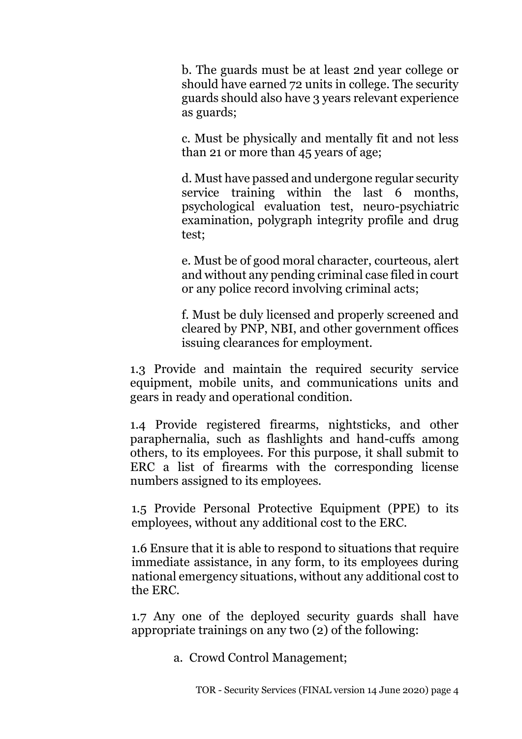b. The guards must be at least 2nd year college or should have earned 72 units in college. The security guards should also have 3 years relevant experience as guards;

c. Must be physically and mentally fit and not less than 21 or more than 45 years of age;

d. Must have passed and undergone regular security service training within the last 6 months, psychological evaluation test, neuro-psychiatric examination, polygraph integrity profile and drug test;

e. Must be of good moral character, courteous, alert and without any pending criminal case filed in court or any police record involving criminal acts;

f. Must be duly licensed and properly screened and cleared by PNP, NBI, and other government offices issuing clearances for employment.

1.3 Provide and maintain the required security service equipment, mobile units, and communications units and gears in ready and operational condition.

1.4 Provide registered firearms, nightsticks, and other paraphernalia, such as flashlights and hand-cuffs among others, to its employees. For this purpose, it shall submit to ERC a list of firearms with the corresponding license numbers assigned to its employees.

1.5 Provide Personal Protective Equipment (PPE) to its employees, without any additional cost to the ERC.

1.6 Ensure that it is able to respond to situations that require immediate assistance, in any form, to its employees during national emergency situations, without any additional cost to the ERC.

1.7 Any one of the deployed security guards shall have appropriate trainings on any two (2) of the following:

a. Crowd Control Management;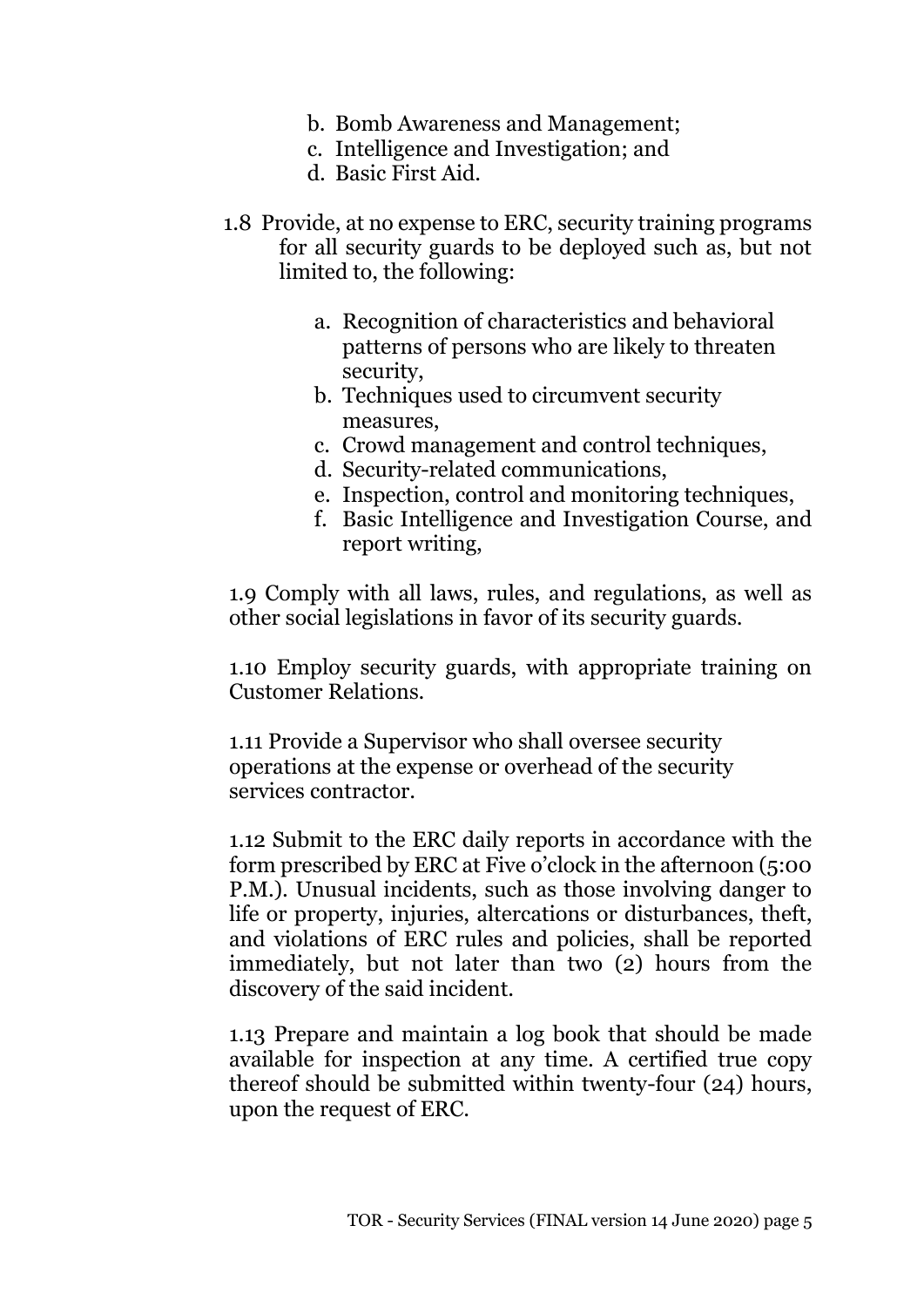b. Bomb Awareness and Management;
c. Intelligence and Investigation; and
d. Basic First Aid.

1.8 Provide, at no expense to ERC, security training programs for all security guards to be deployed such as, but not limited to, the following:

a. Recognition of characteristics and behavioral patterns of persons who are likely to threaten security,
b. Techniques used to circumvent security measures,
c. Crowd management and control techniques,
d. Security-related communications,
e. Inspection, control and monitoring techniques,
f. Basic Intelligence and Investigation Course, and report writing,

1.9 Comply with all laws, rules, and regulations, as well as other social legislations in favor of its security guards.

1.10 Employ security guards, with appropriate training on Customer Relations.

1.11 Provide a Supervisor who shall oversee security operations at the expense or overhead of the security services contractor.

1.12 Submit to the ERC daily reports in accordance with the form prescribed by ERC at Five o'clock in the afternoon (5:00 P.M.). Unusual incidents, such as those involving danger to life or property, injuries, altercations or disturbances, theft, and violations of ERC rules and policies, shall be reported immediately, but not later than two (2) hours from the discovery of the said incident.

1.13 Prepare and maintain a log book that should be made available for inspection at any time. A certified true copy thereof should be submitted within twenty-four (24) hours, upon the request of ERC.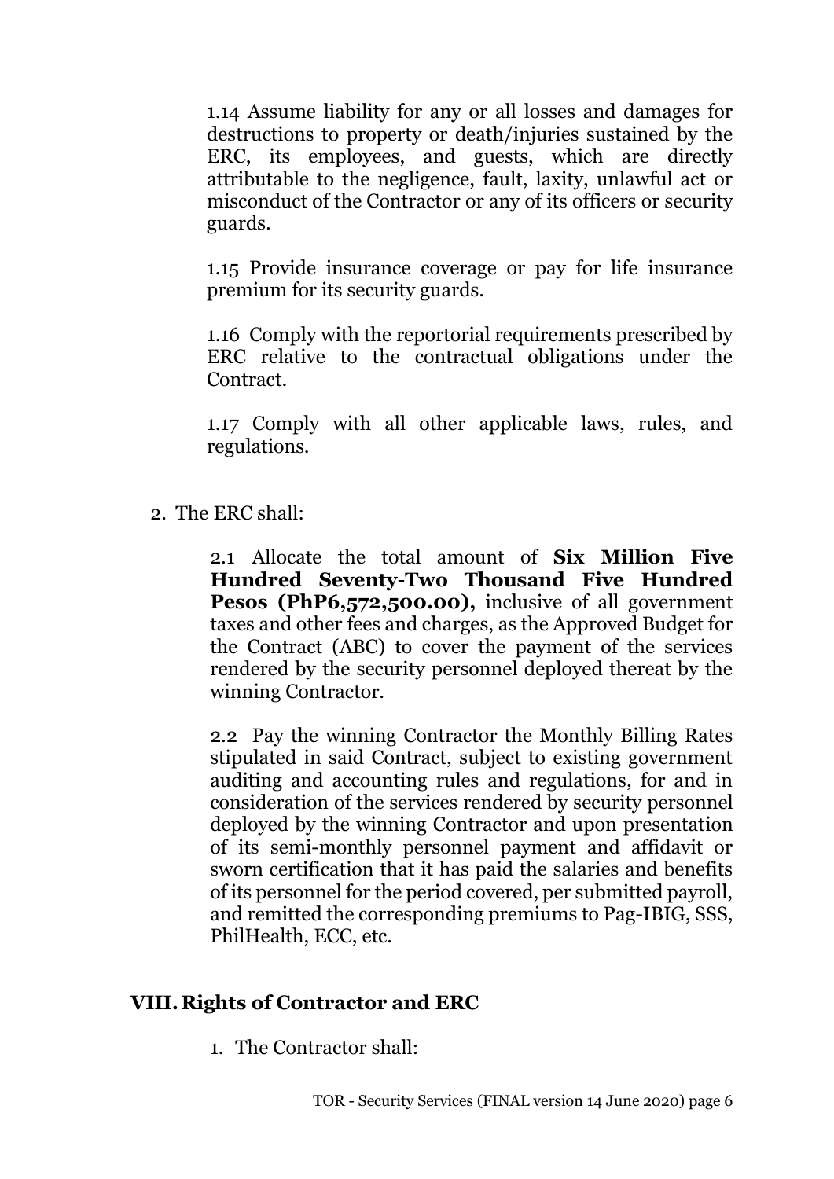1.14 Assume liability for any or all losses and damages for destructions to property or death/injuries sustained by the ERC, its employees, and guests, which are directly attributable to the negligence, fault, laxity, unlawful act or misconduct of the Contractor or any of its officers or security guards.

1.15 Provide insurance coverage or pay for life insurance premium for its security guards.

1.16 Comply with the reportorial requirements prescribed by ERC relative to the contractual obligations under the Contract.

1.17 Comply with all other applicable laws, rules, and regulations.

2. The ERC shall:

   2.1 Allocate the total amount of **Six Million Five Hundred Seventy-Two Thousand Five Hundred Pesos (PhP6,572,500.00),** inclusive of all government taxes and other fees and charges, as the Approved Budget for the Contract (ABC) to cover the payment of the services rendered by the security personnel deployed thereat by the winning Contractor.

   2.2 Pay the winning Contractor the Monthly Billing Rates stipulated in said Contract, subject to existing government auditing and accounting rules and regulations, for and in consideration of the services rendered by security personnel deployed by the winning Contractor and upon presentation of its semi-monthly personnel payment and affidavit or sworn certification that it has paid the salaries and benefits of its personnel for the period covered, per submitted payroll, and remitted the corresponding premiums to Pag-IBIG, SSS, PhilHealth, ECC, etc.

## VIII. Rights of Contractor and ERC

1. The Contractor shall: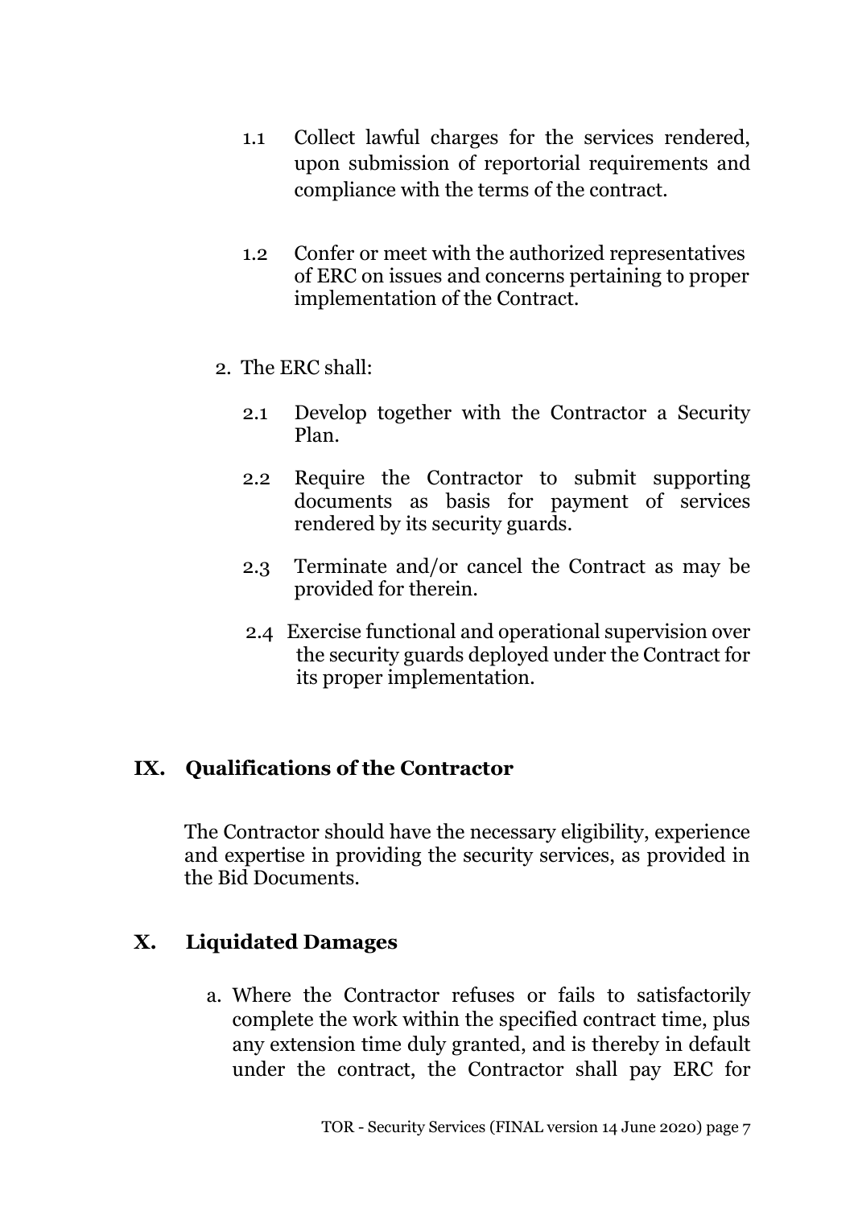1.1 Collect lawful charges for the services rendered, upon submission of reportorial requirements and compliance with the terms of the contract.

1.2 Confer or meet with the authorized representatives of ERC on issues and concerns pertaining to proper implementation of the Contract.

2. The ERC shall:

   2.1 Develop together with the Contractor a Security Plan.

   2.2 Require the Contractor to submit supporting documents as basis for payment of services rendered by its security guards.

   2.3 Terminate and/or cancel the Contract as may be provided for therein.

   2.4 Exercise functional and operational supervision over the security guards deployed under the Contract for its proper implementation.

## IX. Qualifications of the Contractor

The Contractor should have the necessary eligibility, experience and expertise in providing the security services, as provided in the Bid Documents.

## X. Liquidated Damages

a. Where the Contractor refuses or fails to satisfactorily complete the work within the specified contract time, plus any extension time duly granted, and is thereby in default under the contract, the Contractor shall pay ERC for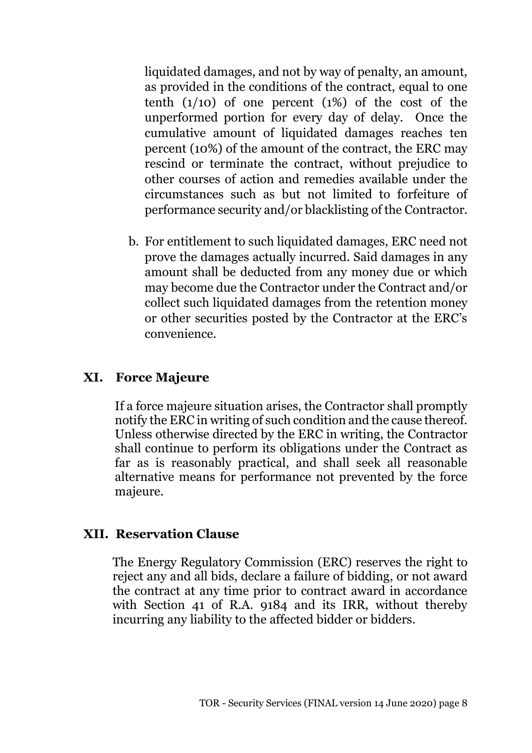liquidated damages, and not by way of penalty, an amount, as provided in the conditions of the contract, equal to one tenth (1/10) of one percent (1%) of the cost of the unperformed portion for every day of delay. Once the cumulative amount of liquidated damages reaches ten percent (10%) of the amount of the contract, the ERC may rescind or terminate the contract, without prejudice to other courses of action and remedies available under the circumstances such as but not limited to forfeiture of performance security and/or blacklisting of the Contractor.

b. For entitlement to such liquidated damages, ERC need not prove the damages actually incurred. Said damages in any amount shall be deducted from any money due or which may become due the Contractor under the Contract and/or collect such liquidated damages from the retention money or other securities posted by the Contractor at the ERC's convenience.

## XI. Force Majeure

If a force majeure situation arises, the Contractor shall promptly notify the ERC in writing of such condition and the cause thereof. Unless otherwise directed by the ERC in writing, the Contractor shall continue to perform its obligations under the Contract as far as is reasonably practical, and shall seek all reasonable alternative means for performance not prevented by the force majeure.

## XII. Reservation Clause

The Energy Regulatory Commission (ERC) reserves the right to reject any and all bids, declare a failure of bidding, or not award the contract at any time prior to contract award in accordance with Section 41 of R.A. 9184 and its IRR, without thereby incurring any liability to the affected bidder or bidders.